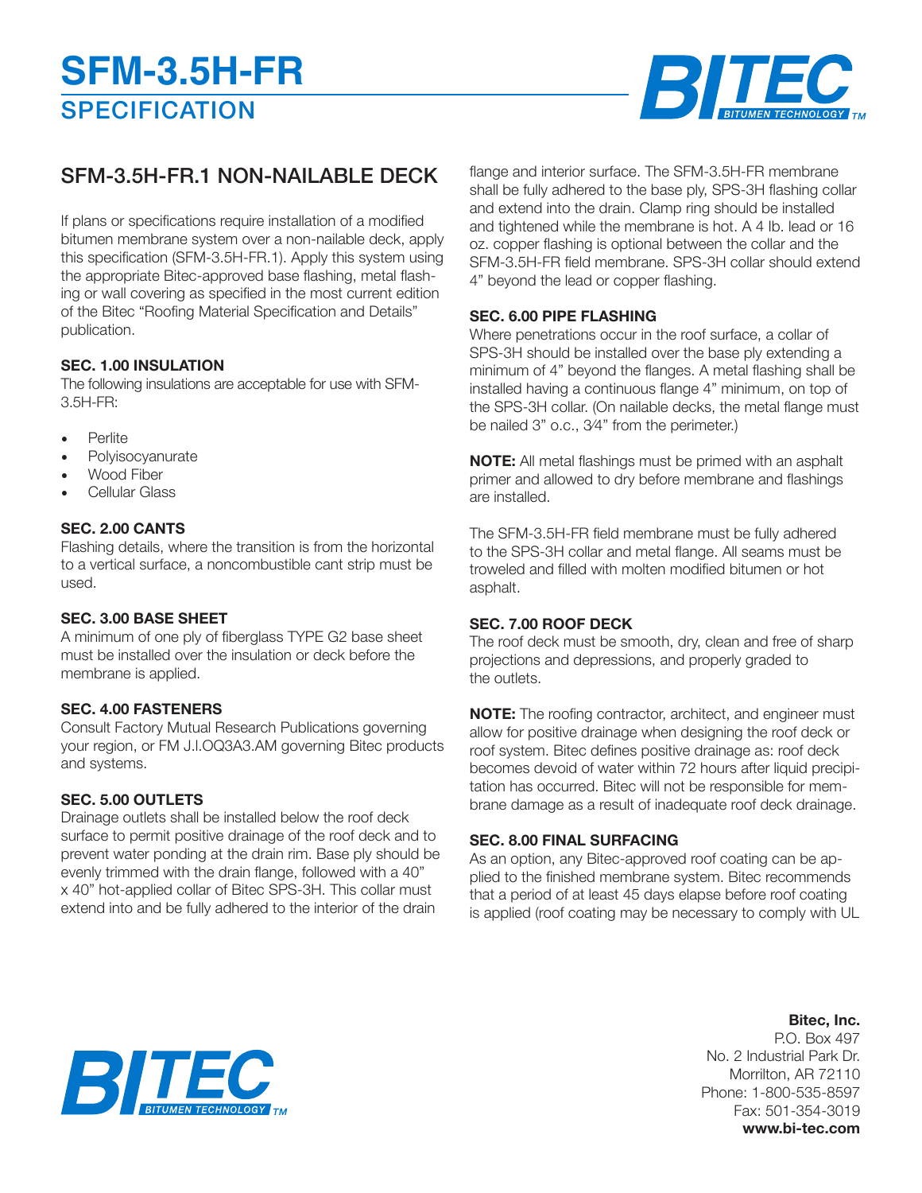# SFM-3.5H-FR

## SPECIFICATION

## SFM-3.5H-FR.1 NON-NAILABLE DECK

If plans or specifications require installation of a modified bitumen membrane system over a non-nailable deck, apply this specification (SFM-3.5H-FR.1). Apply this system using the appropriate Bitec-approved base flashing, metal flashing or wall covering as specified in the most current edition of the Bitec "Roofing Material Specification and Details" publication.

**SEC. 1.00 INSULATION**
The following insulations are acceptable for use with SFM-3.5H-FR:

- Perlite
- Polyisocyanurate
- Wood Fiber
- Cellular Glass

**SEC. 2.00 CANTS**
Flashing details, where the transition is from the horizontal to a vertical surface, a noncombustible cant strip must be used.

**SEC. 3.00 BASE SHEET**
A minimum of one ply of fiberglass TYPE G2 base sheet must be installed over the insulation or deck before the membrane is applied.

**SEC. 4.00 FASTENERS**
Consult Factory Mutual Research Publications governing your region, or FM J.I.OQ3A3.AM governing Bitec products and systems.

**SEC. 5.00 OUTLETS**
Drainage outlets shall be installed below the roof deck surface to permit positive drainage of the roof deck and to prevent water ponding at the drain rim. Base ply should be evenly trimmed with the drain flange, followed with a 40" x 40" hot-applied collar of Bitec SPS-3H. This collar must extend into and be fully adhered to the interior of the drain flange and interior surface. The SFM-3.5H-FR membrane shall be fully adhered to the base ply, SPS-3H flashing collar and extend into the drain. Clamp ring should be installed and tightened while the membrane is hot. A 4 lb. lead or 16 oz. copper flashing is optional between the collar and the SFM-3.5H-FR field membrane. SPS-3H collar should extend 4" beyond the lead or copper flashing.

**SEC. 6.00 PIPE FLASHING**
Where penetrations occur in the roof surface, a collar of SPS-3H should be installed over the base ply extending a minimum of 4" beyond the flanges. A metal flashing shall be installed having a continuous flange 4" minimum, on top of the SPS-3H collar. (On nailable decks, the metal flange must be nailed 3" o.c., 3⁄4" from the perimeter.)

**NOTE:** All metal flashings must be primed with an asphalt primer and allowed to dry before membrane and flashings are installed.

The SFM-3.5H-FR field membrane must be fully adhered to the SPS-3H collar and metal flange. All seams must be troweled and filled with molten modified bitumen or hot asphalt.

**SEC. 7.00 ROOF DECK**
The roof deck must be smooth, dry, clean and free of sharp projections and depressions, and properly graded to the outlets.

**NOTE:** The roofing contractor, architect, and engineer must allow for positive drainage when designing the roof deck or roof system. Bitec defines positive drainage as: roof deck becomes devoid of water within 72 hours after liquid precipitation has occurred. Bitec will not be responsible for membrane damage as a result of inadequate roof deck drainage.

**SEC. 8.00 FINAL SURFACING**
As an option, any Bitec-approved roof coating can be applied to the finished membrane system. Bitec recommends that a period of at least 45 days elapse before roof coating is applied (roof coating may be necessary to comply with UL

**Bitec, Inc.**
P.O. Box 497
No. 2 Industrial Park Dr.
Morrilton, AR 72110
Phone: 1-800-535-8597
Fax: 501-354-3019
**www.bi-tec.com**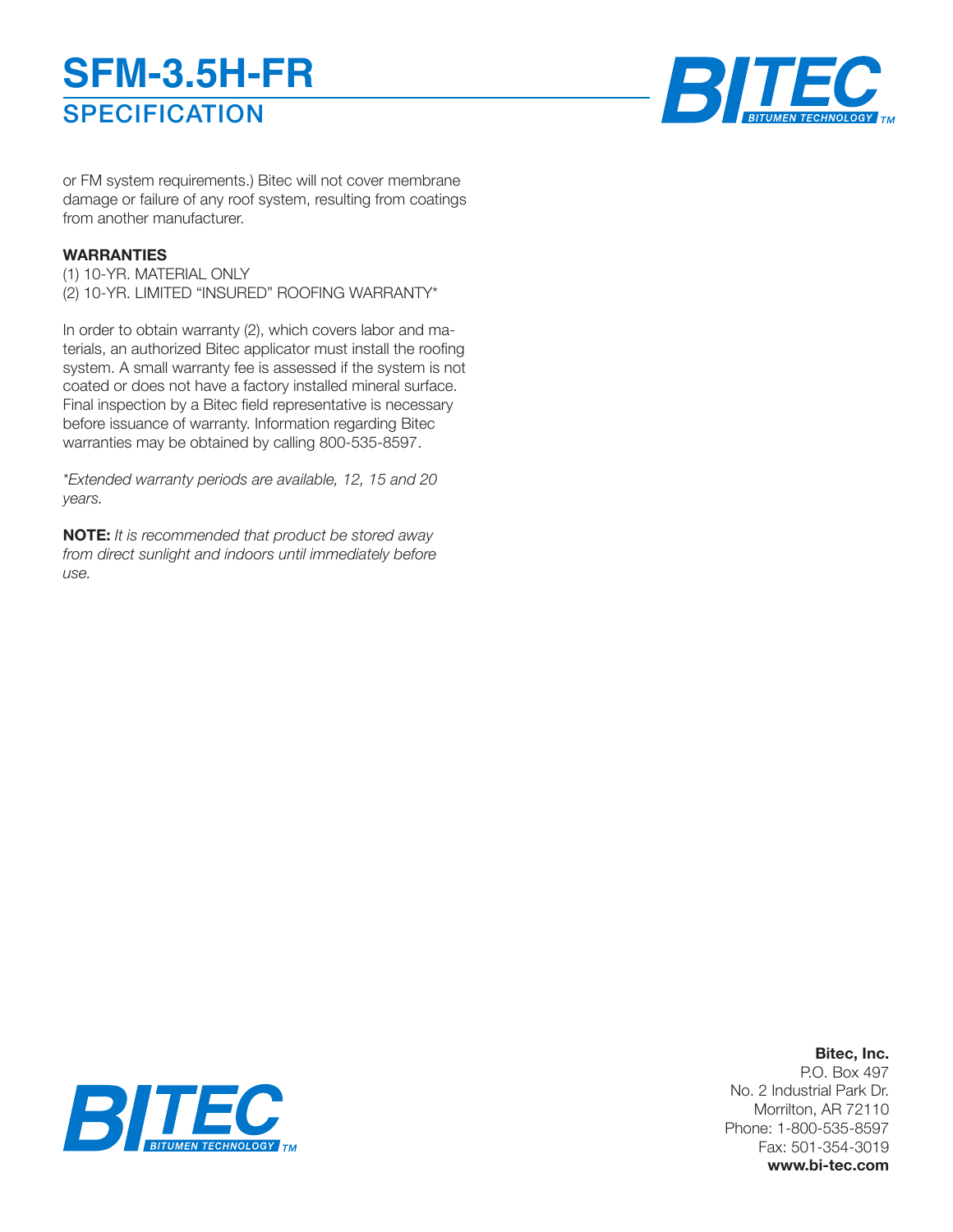or FM system requirements.) Bitec will not cover membrane damage or failure of any roof system, resulting from coatings from another manufacturer.

**WARRANTIES**

(1) 10-YR. MATERIAL ONLY
(2) 10-YR. LIMITED "INSURED" ROOFING WARRANTY*

In order to obtain warranty (2), which covers labor and materials, an authorized Bitec applicator must install the roofing system. A small warranty fee is assessed if the system is not coated or does not have a factory installed mineral surface. Final inspection by a Bitec field representative is necessary before issuance of warranty. Information regarding Bitec warranties may be obtained by calling 800-535-8597.

*\*Extended warranty periods are available, 12, 15 and 20 years.*

**NOTE:** *It is recommended that product be stored away from direct sunlight and indoors until immediately before use.*

**Bitec, Inc.**
P.O. Box 497
No. 2 Industrial Park Dr.
Morrilton, AR 72110
Phone: 1-800-535-8597
Fax: 501-354-3019
**www.bi-tec.com**